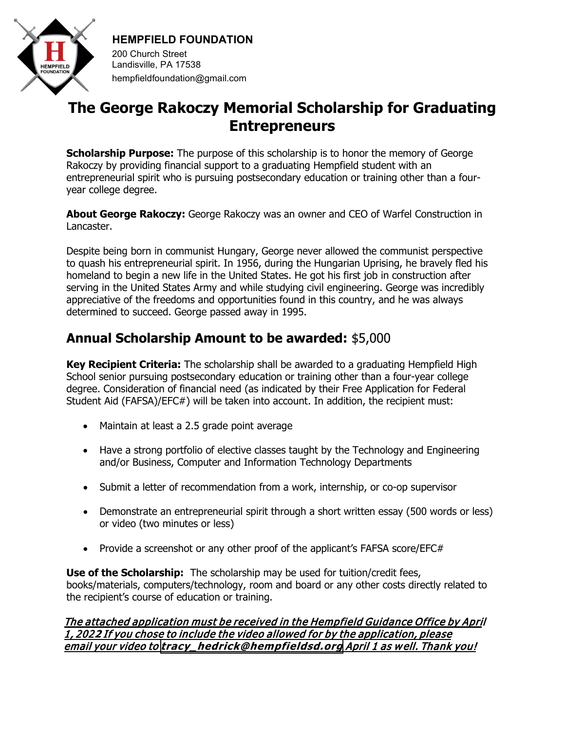**HEMPFIELD FOUNDATION**
200 Church Street
Landisville, PA 17538
hempfieldfoundation@gmail.com

# The George Rakoczy Memorial Scholarship for Graduating Entrepreneurs

**Scholarship Purpose:** The purpose of this scholarship is to honor the memory of George Rakoczy by providing financial support to a graduating Hempfield student with an entrepreneurial spirit who is pursuing postsecondary education or training other than a four-year college degree.

**About George Rakoczy:** George Rakoczy was an owner and CEO of Warfel Construction in Lancaster.

Despite being born in communist Hungary, George never allowed the communist perspective to quash his entrepreneurial spirit. In 1956, during the Hungarian Uprising, he bravely fled his homeland to begin a new life in the United States. He got his first job in construction after serving in the United States Army and while studying civil engineering. George was incredibly appreciative of the freedoms and opportunities found in this country, and he was always determined to succeed. George passed away in 1995.

## Annual Scholarship Amount to be awarded: $5,000

**Key Recipient Criteria:** The scholarship shall be awarded to a graduating Hempfield High School senior pursuing postsecondary education or training other than a four-year college degree. Consideration of financial need (as indicated by their Free Application for Federal Student Aid (FAFSA)/EFC#) will be taken into account. In addition, the recipient must:

- Maintain at least a 2.5 grade point average
- Have a strong portfolio of elective classes taught by the Technology and Engineering and/or Business, Computer and Information Technology Departments
- Submit a letter of recommendation from a work, internship, or co-op supervisor
- Demonstrate an entrepreneurial spirit through a short written essay (500 words or less) or video (two minutes or less)
- Provide a screenshot or any other proof of the applicant's FAFSA score/EFC#

**Use of the Scholarship:** The scholarship may be used for tuition/credit fees, books/materials, computers/technology, room and board or any other costs directly related to the recipient's course of education or training.

***The attached application must be received in the Hempfield Guidance Office by April 1, 2022 If you chose to include the video allowed for by the application, please email your video to* tracy_hedrick@hempfieldsd.org *April 1 as well. Thank you!***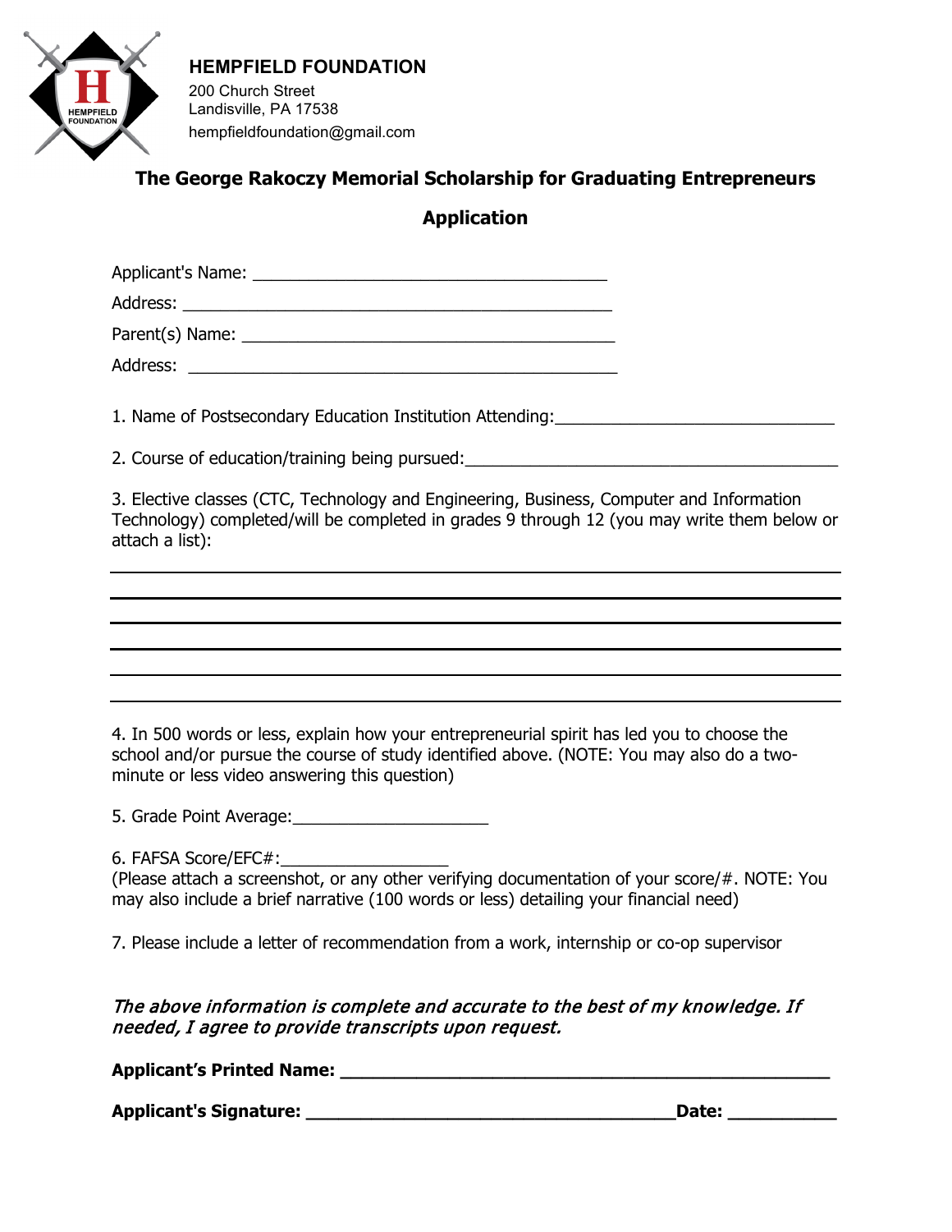**HEMPFIELD FOUNDATION**
200 Church Street
Landisville, PA 17538
hempfieldfoundation@gmail.com

## The George Rakoczy Memorial Scholarship for Graduating Entrepreneurs

## Application

Applicant's Name: ____________________________________

Address: ____________________________________________

Parent(s) Name: ______________________________________

Address: ____________________________________________

1. Name of Postsecondary Education Institution Attending:____________________________

2. Course of education/training being pursued:____________________________________

3. Elective classes (CTC, Technology and Engineering, Business, Computer and Information Technology) completed/will be completed in grades 9 through 12 (you may write them below or attach a list):

_____________________________________________________________________________

_____________________________________________________________________________

_____________________________________________________________________________

_____________________________________________________________________________

_____________________________________________________________________________

_____________________________________________________________________________

4. In 500 words or less, explain how your entrepreneurial spirit has led you to choose the school and/or pursue the course of study identified above. (NOTE: You may also do a two-minute or less video answering this question)

5. Grade Point Average:____________________

6. FAFSA Score/EFC#:_________________
(Please attach a screenshot, or any other verifying documentation of your score/#. NOTE: You may also include a brief narrative (100 words or less) detailing your financial need)

7. Please include a letter of recommendation from a work, internship or co-op supervisor

***The above information is complete and accurate to the best of my knowledge. If needed, I agree to provide transcripts upon request.***

**Applicant's Printed Name: ____________________________________________**

**Applicant's Signature: ___________________________________Date: __________**